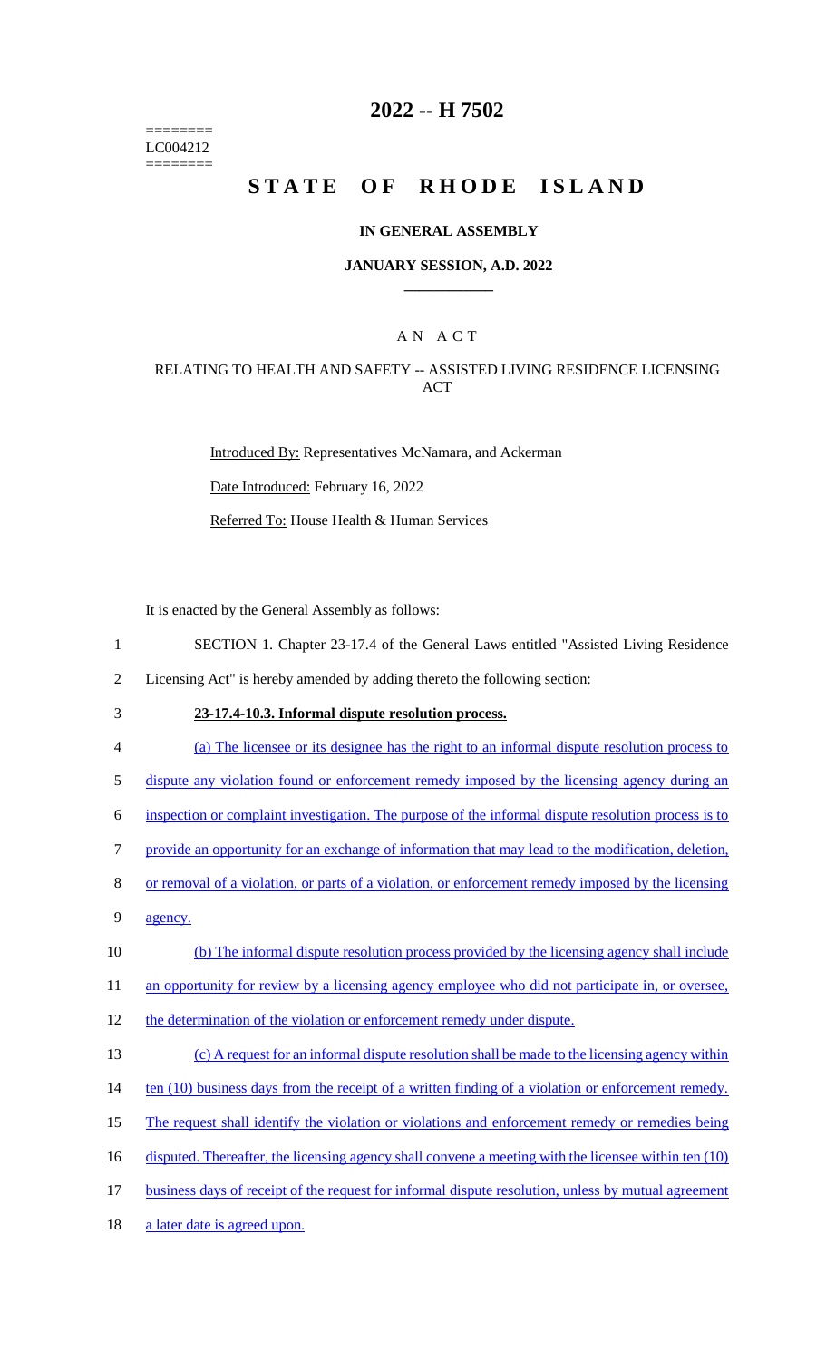========
LC004212
========

# 2022 -- H 7502

# STATE OF RHODE ISLAND

## IN GENERAL ASSEMBLY

### JANUARY SESSION, A.D. 2022

### A N A C T

### RELATING TO HEALTH AND SAFETY -- ASSISTED LIVING RESIDENCE LICENSING ACT

Introduced By: Representatives McNamara, and Ackerman

Date Introduced: February 16, 2022

Referred To: House Health & Human Services

It is enacted by the General Assembly as follows:

1 SECTION 1. Chapter 23-17.4 of the General Laws entitled "Assisted Living Residence
2 Licensing Act" is hereby amended by adding thereto the following section:

3 **23-17.4-10.3. Informal dispute resolution process.**

4 (a) The licensee or its designee has the right to an informal dispute resolution process to
5 dispute any violation found or enforcement remedy imposed by the licensing agency during an
6 inspection or complaint investigation. The purpose of the informal dispute resolution process is to
7 provide an opportunity for an exchange of information that may lead to the modification, deletion,
8 or removal of a violation, or parts of a violation, or enforcement remedy imposed by the licensing
9 agency.

10 (b) The informal dispute resolution process provided by the licensing agency shall include
11 an opportunity for review by a licensing agency employee who did not participate in, or oversee,
12 the determination of the violation or enforcement remedy under dispute.

13 (c) A request for an informal dispute resolution shall be made to the licensing agency within
14 ten (10) business days from the receipt of a written finding of a violation or enforcement remedy.
15 The request shall identify the violation or violations and enforcement remedy or remedies being
16 disputed. Thereafter, the licensing agency shall convene a meeting with the licensee within ten (10)
17 business days of receipt of the request for informal dispute resolution, unless by mutual agreement
18 a later date is agreed upon.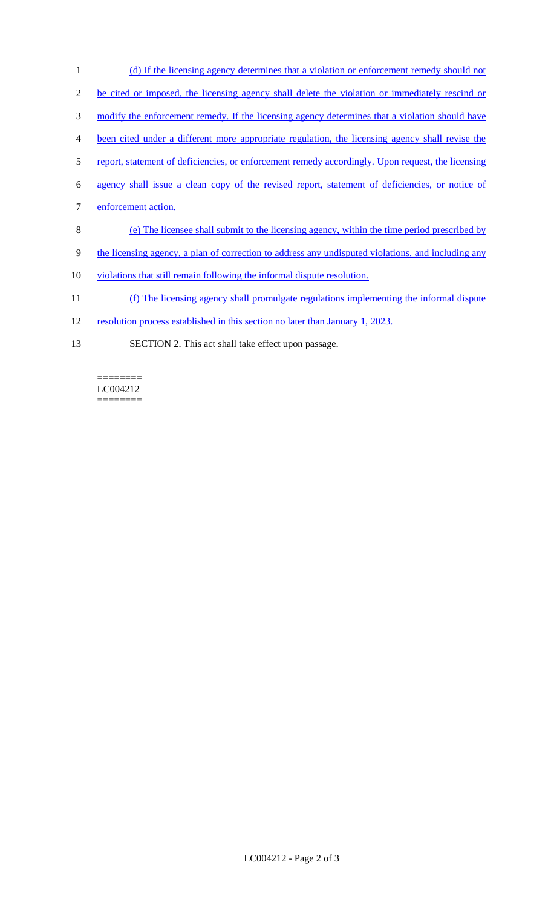(d) If the licensing agency determines that a violation or enforcement remedy should not be cited or imposed, the licensing agency shall delete the violation or immediately rescind or modify the enforcement remedy. If the licensing agency determines that a violation should have been cited under a different more appropriate regulation, the licensing agency shall revise the report, statement of deficiencies, or enforcement remedy accordingly. Upon request, the licensing agency shall issue a clean copy of the revised report, statement of deficiencies, or notice of enforcement action.

(e) The licensee shall submit to the licensing agency, within the time period prescribed by the licensing agency, a plan of correction to address any undisputed violations, and including any violations that still remain following the informal dispute resolution.

(f) The licensing agency shall promulgate regulations implementing the informal dispute resolution process established in this section no later than January 1, 2023.

SECTION 2. This act shall take effect upon passage.

========
LC004212
========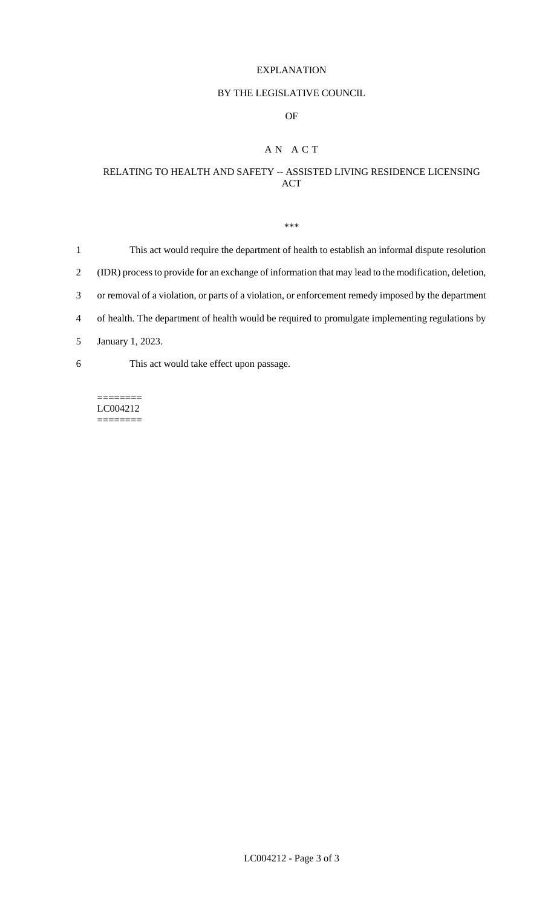EXPLANATION

BY THE LEGISLATIVE COUNCIL

OF

# A N A C T

RELATING TO HEALTH AND SAFETY -- ASSISTED LIVING RESIDENCE LICENSING ACT

\*\*\*

1 This act would require the department of health to establish an informal dispute resolution
2 (IDR) process to provide for an exchange of information that may lead to the modification, deletion,
3 or removal of a violation, or parts of a violation, or enforcement remedy imposed by the department
4 of health. The department of health would be required to promulgate implementing regulations by
5 January 1, 2023.
6 This act would take effect upon passage.

========
LC004212
========